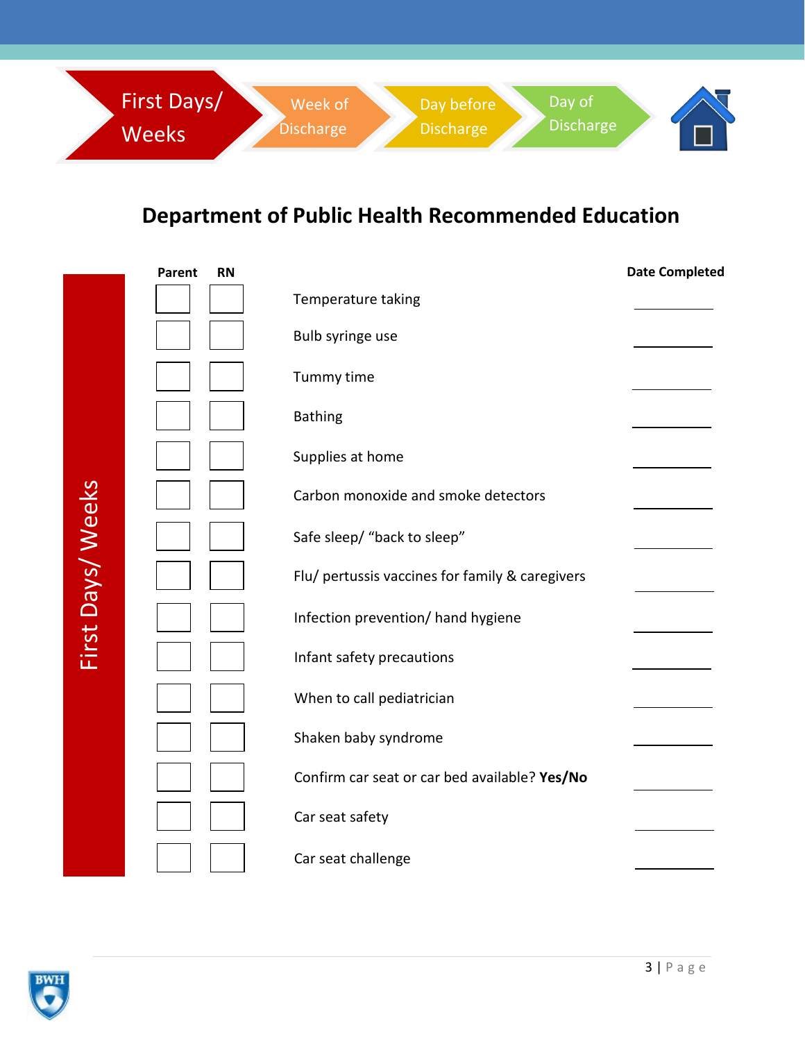First Days/ Weeks → Week of Discharge → Day before Discharge → Day of Discharge

# Department of Public Health Recommended Education

**First Days/ Weeks**

| Parent | RN | | Date Completed |
|---|---|---|---|
| ☐ | ☐ | Temperature taking | ________ |
| ☐ | ☐ | Bulb syringe use | ________ |
| ☐ | ☐ | Tummy time | ________ |
| ☐ | ☐ | Bathing | ________ |
| ☐ | ☐ | Supplies at home | ________ |
| ☐ | ☐ | Carbon monoxide and smoke detectors | ________ |
| ☐ | ☐ | Safe sleep/ "back to sleep" | ________ |
| ☐ | ☐ | Flu/ pertussis vaccines for family & caregivers | ________ |
| ☐ | ☐ | Infection prevention/ hand hygiene | ________ |
| ☐ | ☐ | Infant safety precautions | ________ |
| ☐ | ☐ | When to call pediatrician | ________ |
| ☐ | ☐ | Shaken baby syndrome | ________ |
| ☐ | ☐ | Confirm car seat or car bed available? **Yes/No** | ________ |
| ☐ | ☐ | Car seat safety | ________ |
| ☐ | ☐ | Car seat challenge | ________ |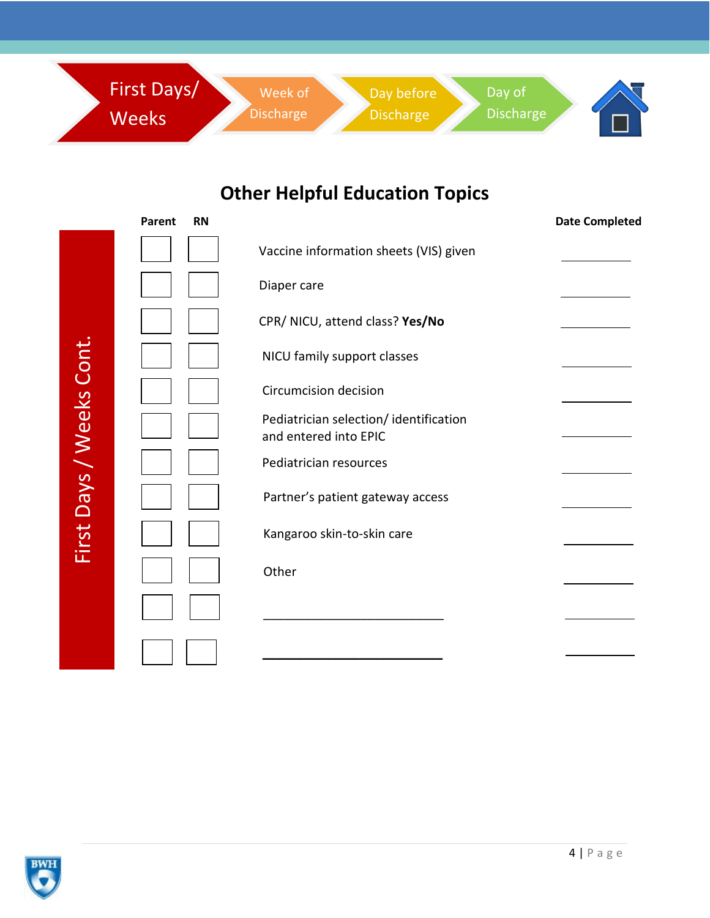First Days/ Weeks → Week of Discharge → Day before Discharge → Day of Discharge

## Other Helpful Education Topics

**First Days / Weeks Cont.**

| Parent | RN | | Date Completed |
|---|---|---|---|
| ☐ | ☐ | Vaccine information sheets (VIS) given | ________ |
| ☐ | ☐ | Diaper care | ________ |
| ☐ | ☐ | CPR/ NICU, attend class? **Yes/No** | ________ |
| ☐ | ☐ | NICU family support classes | ________ |
| ☐ | ☐ | Circumcision decision | ________ |
| ☐ | ☐ | Pediatrician selection/ identification and entered into EPIC | ________ |
| ☐ | ☐ | Pediatrician resources | ________ |
| ☐ | ☐ | Partner's patient gateway access | ________ |
| ☐ | ☐ | Kangaroo skin-to-skin care | ________ |
| ☐ | ☐ | Other | ________ |
| ☐ | ☐ | ____________________________ | ________ |
| ☐ | ☐ | ____________________________ | ________ |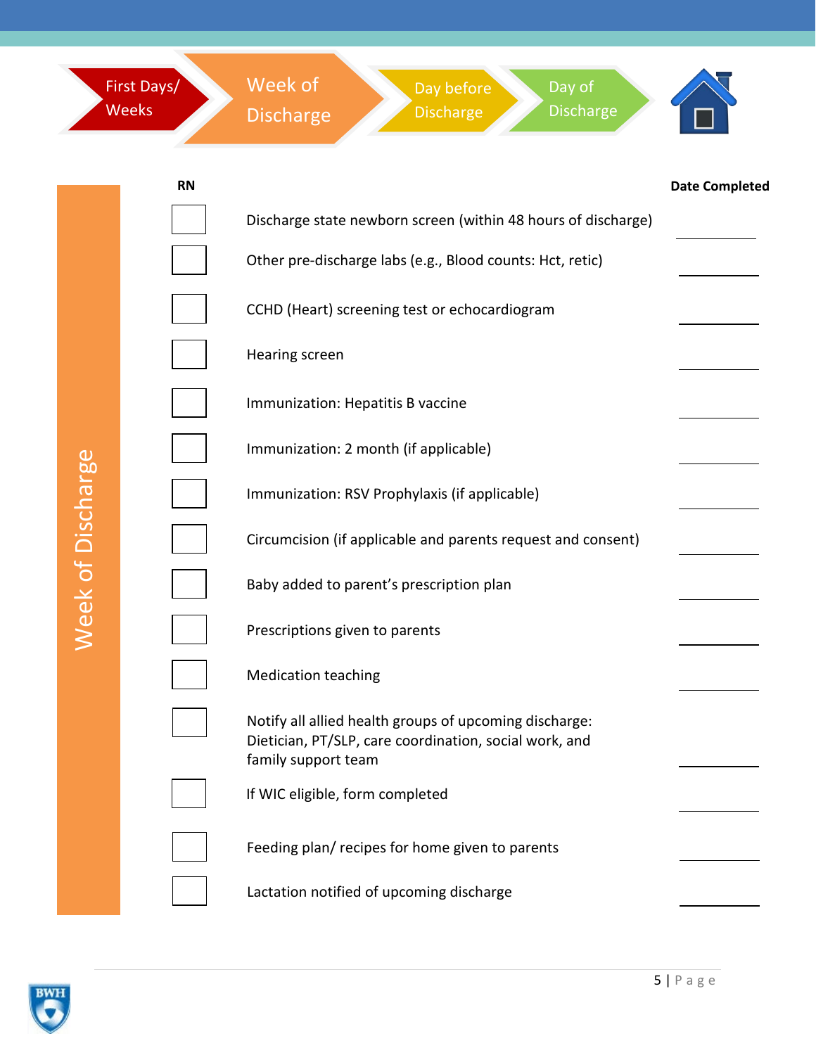First Days/ Weeks → **Week of Discharge** → Day before Discharge → Day of Discharge

## Week of Discharge

| RN | | Date Completed |
|---|---|---|
| ☐ | Discharge state newborn screen (within 48 hours of discharge) | ________ |
| ☐ | Other pre-discharge labs (e.g., Blood counts: Hct, retic) | ________ |
| ☐ | CCHD (Heart) screening test or echocardiogram | ________ |
| ☐ | Hearing screen | ________ |
| ☐ | Immunization: Hepatitis B vaccine | ________ |
| ☐ | Immunization: 2 month (if applicable) | ________ |
| ☐ | Immunization: RSV Prophylaxis (if applicable) | ________ |
| ☐ | Circumcision (if applicable and parents request and consent) | ________ |
| ☐ | Baby added to parent's prescription plan | ________ |
| ☐ | Prescriptions given to parents | ________ |
| ☐ | Medication teaching | ________ |
| ☐ | Notify all allied health groups of upcoming discharge: Dietician, PT/SLP, care coordination, social work, and family support team | ________ |
| ☐ | If WIC eligible, form completed | ________ |
| ☐ | Feeding plan/ recipes for home given to parents | ________ |
| ☐ | Lactation notified of upcoming discharge | ________ |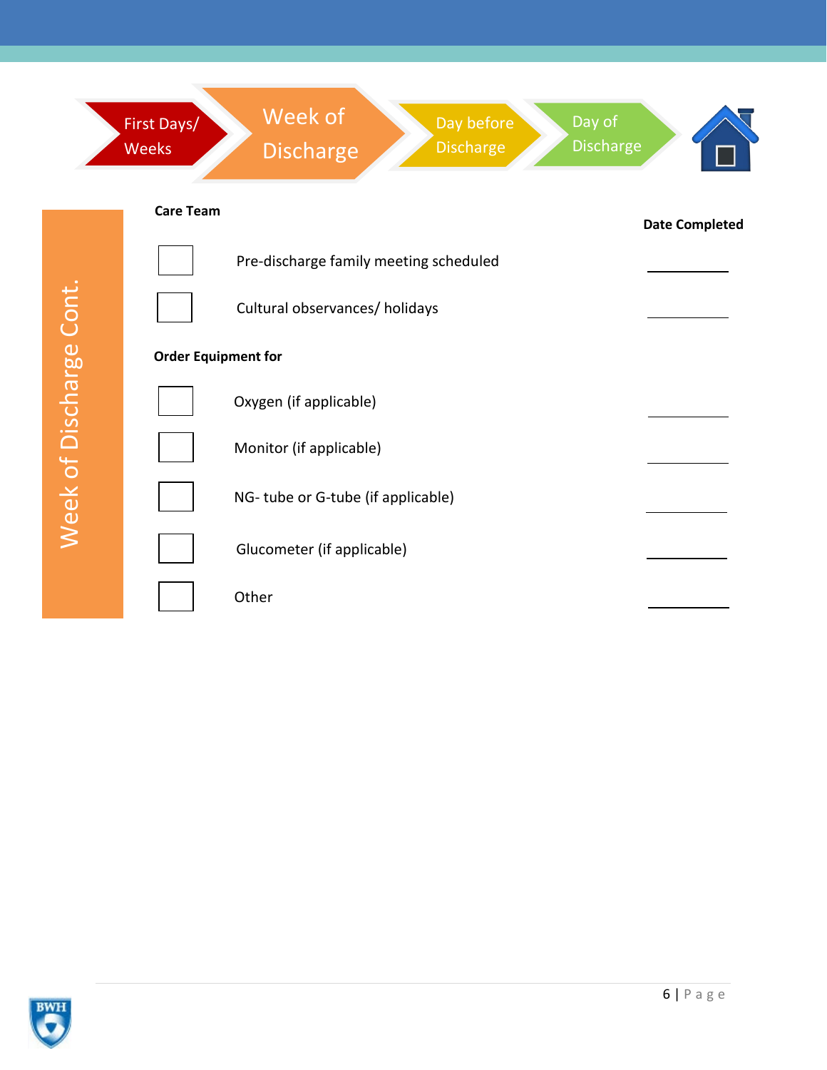First Days/ Weeks → **Week of Discharge** → Day before Discharge → Day of Discharge

## Week of Discharge Cont.

| **Care Team** | **Date Completed** |
|---|---|
| ☐ Pre-discharge family meeting scheduled | ________ |
| ☐ Cultural observances/ holidays | ________ |

| **Order Equipment for** | **Date Completed** |
|---|---|
| ☐ Oxygen (if applicable) | ________ |
| ☐ Monitor (if applicable) | ________ |
| ☐ NG- tube or G-tube (if applicable) | ________ |
| ☐ Glucometer (if applicable) | ________ |
| ☐ Other | ________ |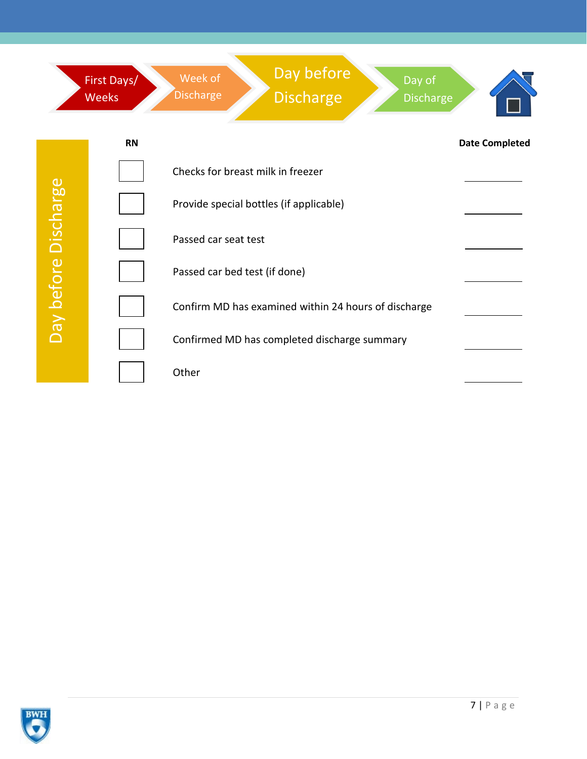First Days/ Weeks → Week of Discharge → **Day before Discharge** → Day of Discharge

## Day before Discharge

| RN | | Date Completed |
|---|---|---|
| ☐ | Checks for breast milk in freezer | ________ |
| ☐ | Provide special bottles (if applicable) | ________ |
| ☐ | Passed car seat test | ________ |
| ☐ | Passed car bed test (if done) | ________ |
| ☐ | Confirm MD has examined within 24 hours of discharge | ________ |
| ☐ | Confirmed MD has completed discharge summary | ________ |
| ☐ | Other | ________ |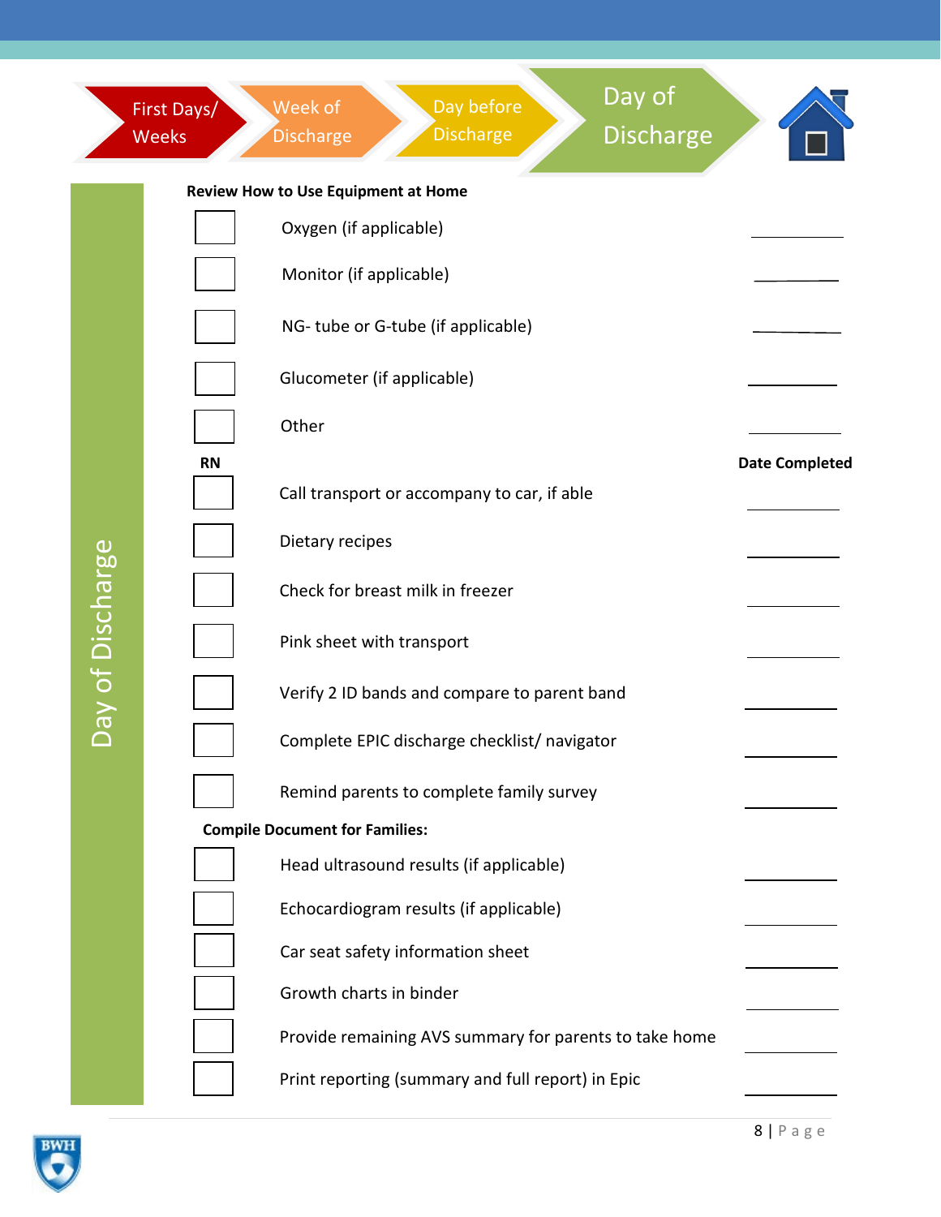First Days/ Weeks → Week of Discharge → Day before Discharge → **Day of Discharge**

# Day of Discharge

**Review How to Use Equipment at Home**

| | | |
|---|---|---|
| ☐ | Oxygen (if applicable) | ________ |
| ☐ | Monitor (if applicable) | ________ |
| ☐ | NG- tube or G-tube (if applicable) | ________ |
| ☐ | Glucometer (if applicable) | ________ |
| ☐ | Other | ________ |

**RN** | **Date Completed**

| | | |
|---|---|---|
| ☐ | Call transport or accompany to car, if able | ________ |
| ☐ | Dietary recipes | ________ |
| ☐ | Check for breast milk in freezer | ________ |
| ☐ | Pink sheet with transport | ________ |
| ☐ | Verify 2 ID bands and compare to parent band | ________ |
| ☐ | Complete EPIC discharge checklist/ navigator | ________ |
| ☐ | Remind parents to complete family survey | ________ |

**Compile Document for Families:**

| | | |
|---|---|---|
| ☐ | Head ultrasound results (if applicable) | ________ |
| ☐ | Echocardiogram results (if applicable) | ________ |
| ☐ | Car seat safety information sheet | ________ |
| ☐ | Growth charts in binder | ________ |
| ☐ | Provide remaining AVS summary for parents to take home | ________ |
| ☐ | Print reporting (summary and full report) in Epic | ________ |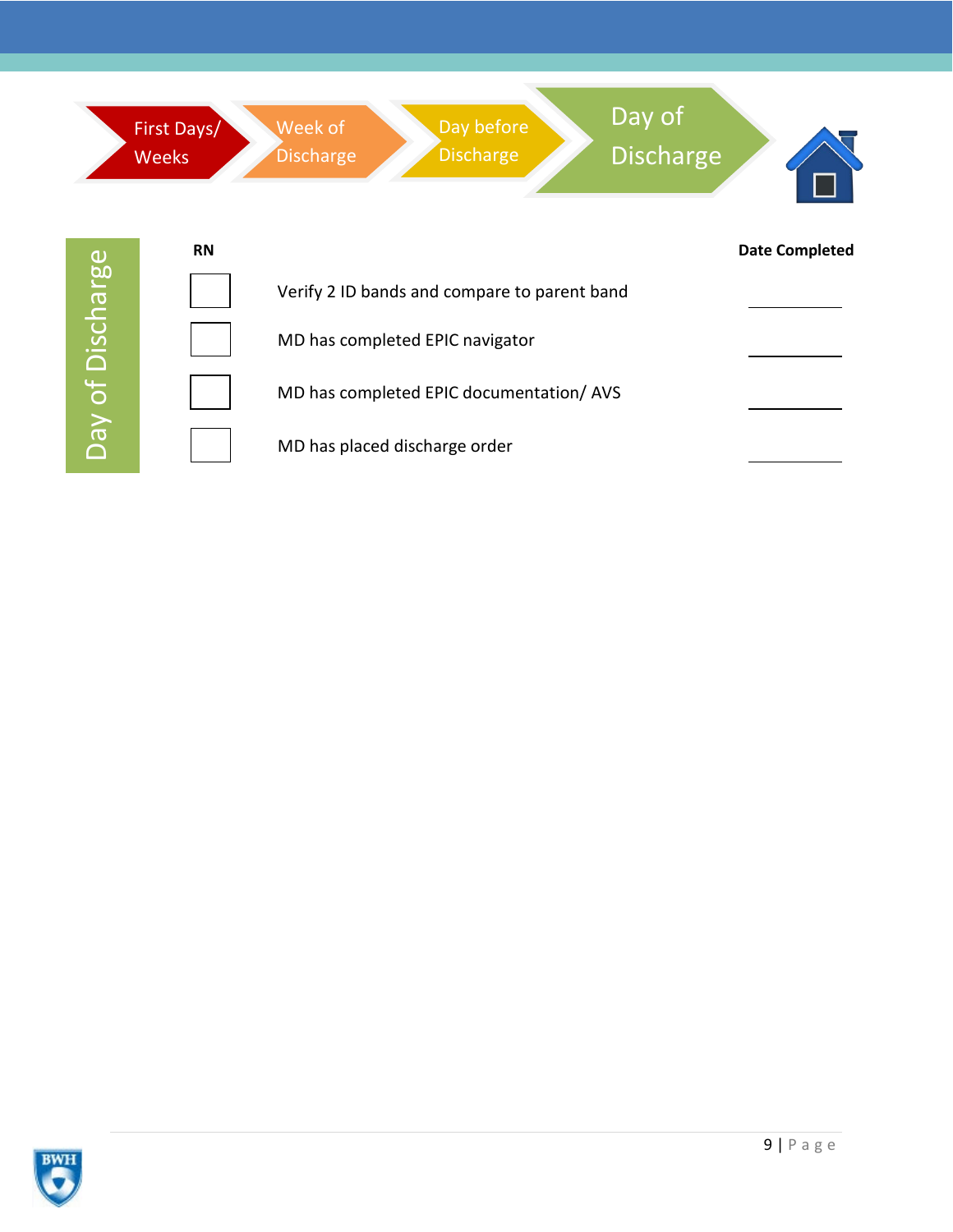First Days/ Weeks → Week of Discharge → Day before Discharge → **Day of Discharge**

## Day of Discharge

| RN | | Date Completed |
|---|---|---|
| ☐ | Verify 2 ID bands and compare to parent band | ________ |
| ☐ | MD has completed EPIC navigator | ________ |
| ☐ | MD has completed EPIC documentation/ AVS | ________ |
| ☐ | MD has placed discharge order | ________ |